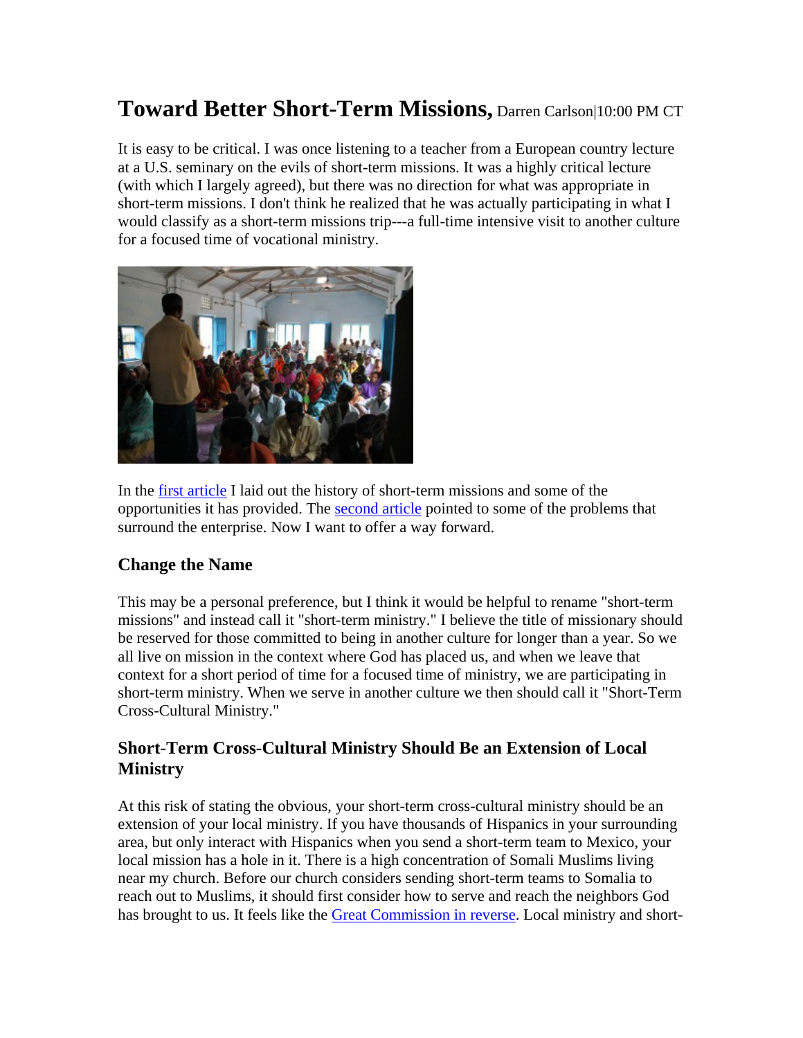# Toward Better Short-Term Missions, Darren Carlson|10:00 PM CT

It is easy to be critical. I was once listening to a teacher from a European country lecture at a U.S. seminary on the evils of short-term missions. It was a highly critical lecture (with which I largely agreed), but there was no direction for what was appropriate in short-term missions. I don't think he realized that he was actually participating in what I would classify as a short-term missions trip---a full-time intensive visit to another culture for a focused time of vocational ministry.

In the first article I laid out the history of short-term missions and some of the opportunities it has provided. The second article pointed to some of the problems that surround the enterprise. Now I want to offer a way forward.

### Change the Name

This may be a personal preference, but I think it would be helpful to rename "short-term missions" and instead call it "short-term ministry." I believe the title of missionary should be reserved for those committed to being in another culture for longer than a year. So we all live on mission in the context where God has placed us, and when we leave that context for a short period of time for a focused time of ministry, we are participating in short-term ministry. When we serve in another culture we then should call it "Short-Term Cross-Cultural Ministry."

### Short-Term Cross-Cultural Ministry Should Be an Extension of Local Ministry

At this risk of stating the obvious, your short-term cross-cultural ministry should be an extension of your local ministry. If you have thousands of Hispanics in your surrounding area, but only interact with Hispanics when you send a short-term team to Mexico, your local mission has a hole in it. There is a high concentration of Somali Muslims living near my church. Before our church considers sending short-term teams to Somalia to reach out to Muslims, it should first consider how to serve and reach the neighbors God has brought to us. It feels like the Great Commission in reverse. Local ministry and short-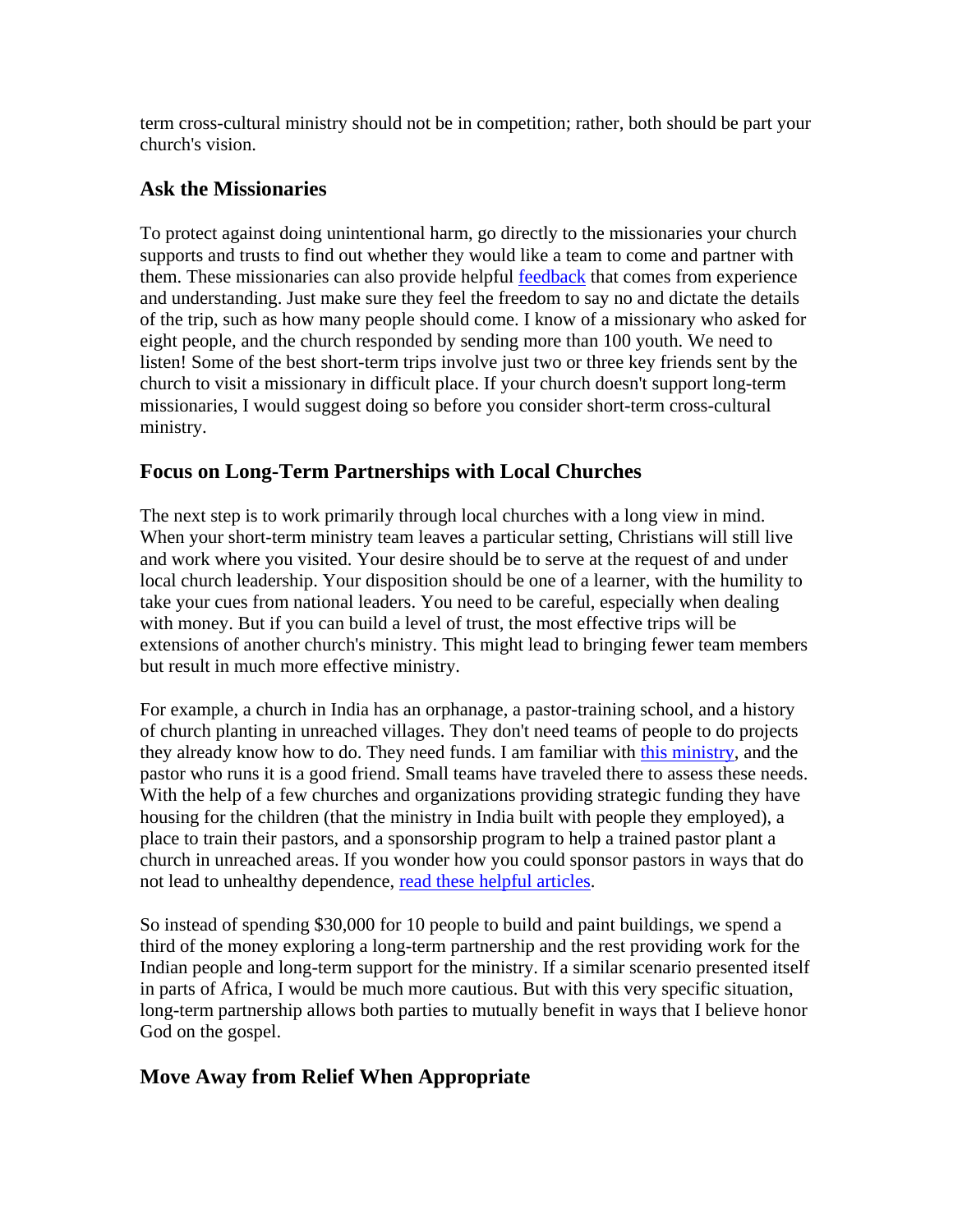term cross-cultural ministry should not be in competition; rather, both should be part your church's vision.

## Ask the Missionaries

To protect against doing unintentional harm, go directly to the missionaries your church supports and trusts to find out whether they would like a team to come and partner with them. These missionaries can also provide helpful feedback that comes from experience and understanding. Just make sure they feel the freedom to say no and dictate the details of the trip, such as how many people should come. I know of a missionary who asked for eight people, and the church responded by sending more than 100 youth. We need to listen! Some of the best short-term trips involve just two or three key friends sent by the church to visit a missionary in difficult place. If your church doesn't support long-term missionaries, I would suggest doing so before you consider short-term cross-cultural ministry.

## Focus on Long-Term Partnerships with Local Churches

The next step is to work primarily through local churches with a long view in mind. When your short-term ministry team leaves a particular setting, Christians will still live and work where you visited. Your desire should be to serve at the request of and under local church leadership. Your disposition should be one of a learner, with the humility to take your cues from national leaders. You need to be careful, especially when dealing with money. But if you can build a level of trust, the most effective trips will be extensions of another church's ministry. This might lead to bringing fewer team members but result in much more effective ministry.

For example, a church in India has an orphanage, a pastor-training school, and a history of church planting in unreached villages. They don't need teams of people to do projects they already know how to do. They need funds. I am familiar with this ministry, and the pastor who runs it is a good friend. Small teams have traveled there to assess these needs. With the help of a few churches and organizations providing strategic funding they have housing for the children (that the ministry in India built with people they employed), a place to train their pastors, and a sponsorship program to help a trained pastor plant a church in unreached areas. If you wonder how you could sponsor pastors in ways that do not lead to unhealthy dependence, read these helpful articles.

So instead of spending $30,000 for 10 people to build and paint buildings, we spend a third of the money exploring a long-term partnership and the rest providing work for the Indian people and long-term support for the ministry. If a similar scenario presented itself in parts of Africa, I would be much more cautious. But with this very specific situation, long-term partnership allows both parties to mutually benefit in ways that I believe honor God on the gospel.

## Move Away from Relief When Appropriate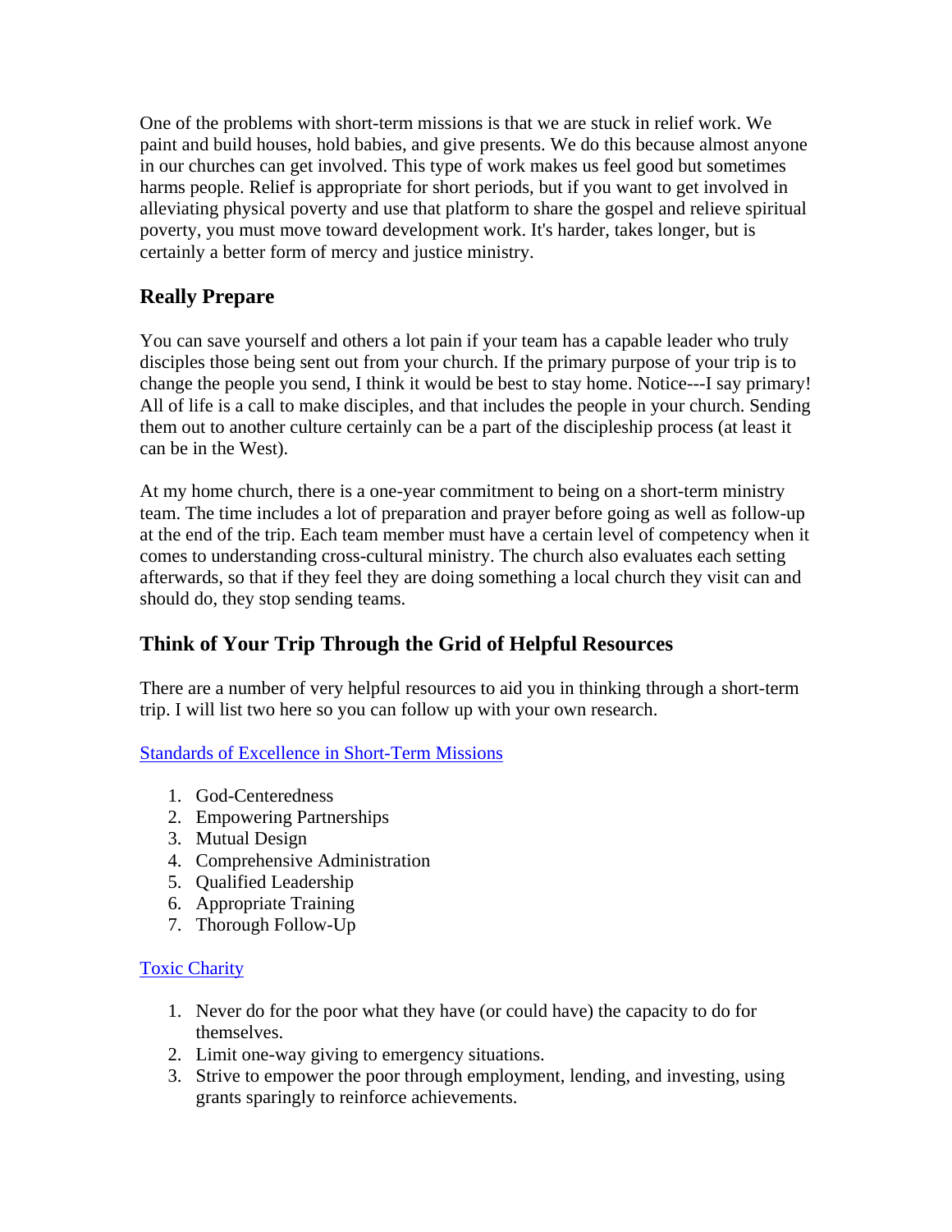One of the problems with short-term missions is that we are stuck in relief work. We paint and build houses, hold babies, and give presents. We do this because almost anyone in our churches can get involved. This type of work makes us feel good but sometimes harms people. Relief is appropriate for short periods, but if you want to get involved in alleviating physical poverty and use that platform to share the gospel and relieve spiritual poverty, you must move toward development work. It's harder, takes longer, but is certainly a better form of mercy and justice ministry.

## Really Prepare

You can save yourself and others a lot pain if your team has a capable leader who truly disciples those being sent out from your church. If the primary purpose of your trip is to change the people you send, I think it would be best to stay home. Notice---I say primary! All of life is a call to make disciples, and that includes the people in your church. Sending them out to another culture certainly can be a part of the discipleship process (at least it can be in the West).

At my home church, there is a one-year commitment to being on a short-term ministry team. The time includes a lot of preparation and prayer before going as well as follow-up at the end of the trip. Each team member must have a certain level of competency when it comes to understanding cross-cultural ministry. The church also evaluates each setting afterwards, so that if they feel they are doing something a local church they visit can and should do, they stop sending teams.

## Think of Your Trip Through the Grid of Helpful Resources

There are a number of very helpful resources to aid you in thinking through a short-term trip. I will list two here so you can follow up with your own research.

Standards of Excellence in Short-Term Missions

1. God-Centeredness
2. Empowering Partnerships
3. Mutual Design
4. Comprehensive Administration
5. Qualified Leadership
6. Appropriate Training
7. Thorough Follow-Up

Toxic Charity

1. Never do for the poor what they have (or could have) the capacity to do for themselves.
2. Limit one-way giving to emergency situations.
3. Strive to empower the poor through employment, lending, and investing, using grants sparingly to reinforce achievements.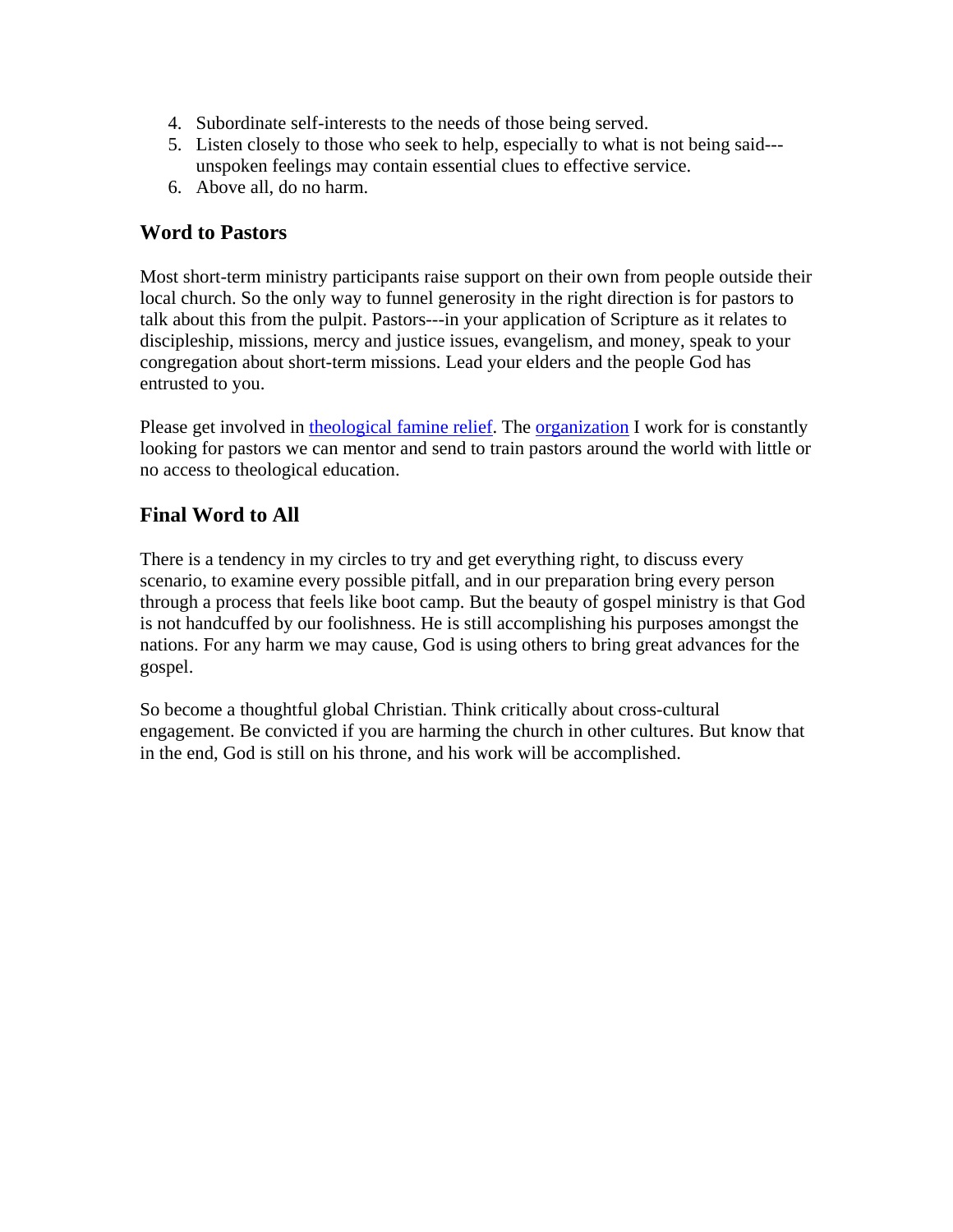4. Subordinate self-interests to the needs of those being served.
5. Listen closely to those who seek to help, especially to what is not being said---unspoken feelings may contain essential clues to effective service.
6. Above all, do no harm.

## Word to Pastors

Most short-term ministry participants raise support on their own from people outside their local church. So the only way to funnel generosity in the right direction is for pastors to talk about this from the pulpit. Pastors---in your application of Scripture as it relates to discipleship, missions, mercy and justice issues, evangelism, and money, speak to your congregation about short-term missions. Lead your elders and the people God has entrusted to you.

Please get involved in theological famine relief. The organization I work for is constantly looking for pastors we can mentor and send to train pastors around the world with little or no access to theological education.

## Final Word to All

There is a tendency in my circles to try and get everything right, to discuss every scenario, to examine every possible pitfall, and in our preparation bring every person through a process that feels like boot camp. But the beauty of gospel ministry is that God is not handcuffed by our foolishness. He is still accomplishing his purposes amongst the nations. For any harm we may cause, God is using others to bring great advances for the gospel.

So become a thoughtful global Christian. Think critically about cross-cultural engagement. Be convicted if you are harming the church in other cultures. But know that in the end, God is still on his throne, and his work will be accomplished.